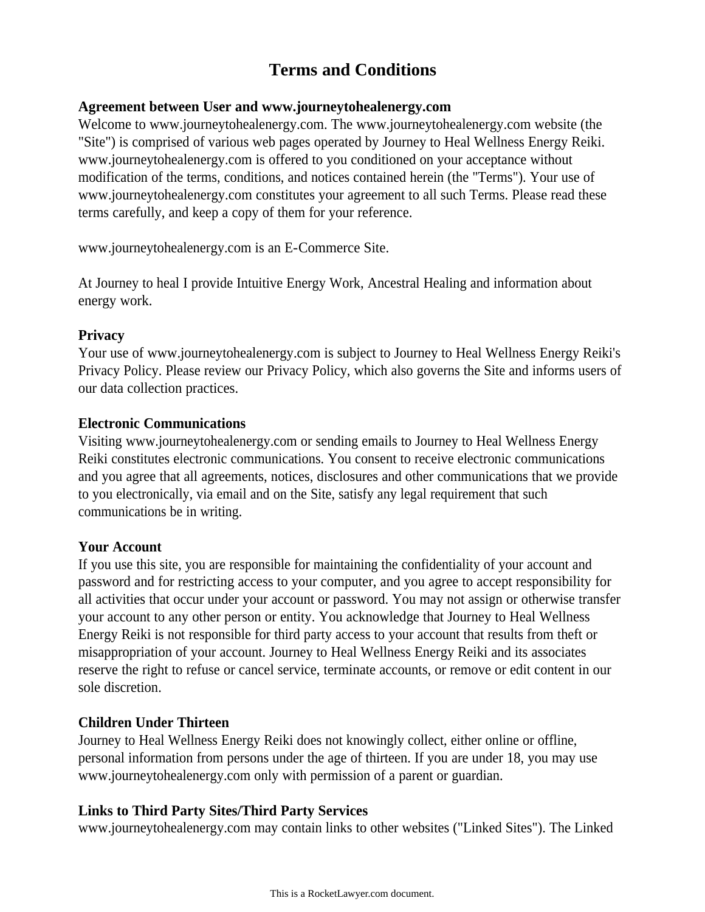# Terms and Conditions

**Agreement between User and www.journeytohealenergy.com**

Welcome to www.journeytohealenergy.com. The www.journeytohealenergy.com website (the "Site") is comprised of various web pages operated by Journey to Heal Wellness Energy Reiki. www.journeytohealenergy.com is offered to you conditioned on your acceptance without modification of the terms, conditions, and notices contained herein (the "Terms"). Your use of www.journeytohealenergy.com constitutes your agreement to all such Terms. Please read these terms carefully, and keep a copy of them for your reference.

www.journeytohealenergy.com is an E-Commerce Site.

At Journey to heal I provide Intuitive Energy Work, Ancestral Healing and information about energy work.

**Privacy**

Your use of www.journeytohealenergy.com is subject to Journey to Heal Wellness Energy Reiki's Privacy Policy. Please review our Privacy Policy, which also governs the Site and informs users of our data collection practices.

**Electronic Communications**

Visiting www.journeytohealenergy.com or sending emails to Journey to Heal Wellness Energy Reiki constitutes electronic communications. You consent to receive electronic communications and you agree that all agreements, notices, disclosures and other communications that we provide to you electronically, via email and on the Site, satisfy any legal requirement that such communications be in writing.

**Your Account**

If you use this site, you are responsible for maintaining the confidentiality of your account and password and for restricting access to your computer, and you agree to accept responsibility for all activities that occur under your account or password. You may not assign or otherwise transfer your account to any other person or entity. You acknowledge that Journey to Heal Wellness Energy Reiki is not responsible for third party access to your account that results from theft or misappropriation of your account. Journey to Heal Wellness Energy Reiki and its associates reserve the right to refuse or cancel service, terminate accounts, or remove or edit content in our sole discretion.

**Children Under Thirteen**

Journey to Heal Wellness Energy Reiki does not knowingly collect, either online or offline, personal information from persons under the age of thirteen. If you are under 18, you may use www.journeytohealenergy.com only with permission of a parent or guardian.

**Links to Third Party Sites/Third Party Services**

www.journeytohealenergy.com may contain links to other websites ("Linked Sites"). The Linked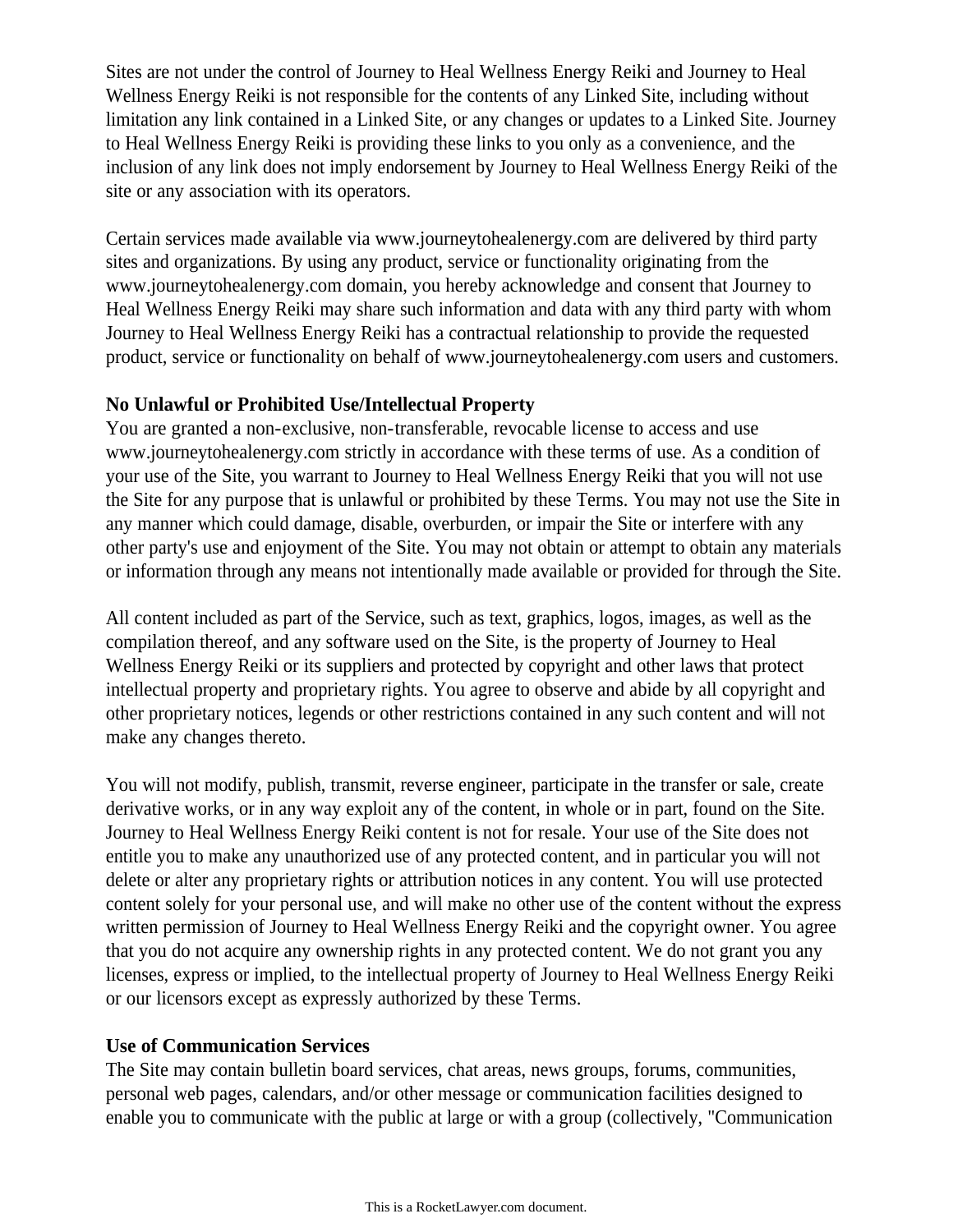Sites are not under the control of Journey to Heal Wellness Energy Reiki and Journey to Heal Wellness Energy Reiki is not responsible for the contents of any Linked Site, including without limitation any link contained in a Linked Site, or any changes or updates to a Linked Site. Journey to Heal Wellness Energy Reiki is providing these links to you only as a convenience, and the inclusion of any link does not imply endorsement by Journey to Heal Wellness Energy Reiki of the site or any association with its operators.

Certain services made available via www.journeytohealenergy.com are delivered by third party sites and organizations. By using any product, service or functionality originating from the www.journeytohealenergy.com domain, you hereby acknowledge and consent that Journey to Heal Wellness Energy Reiki may share such information and data with any third party with whom Journey to Heal Wellness Energy Reiki has a contractual relationship to provide the requested product, service or functionality on behalf of www.journeytohealenergy.com users and customers.

**No Unlawful or Prohibited Use/Intellectual Property**

You are granted a non-exclusive, non-transferable, revocable license to access and use www.journeytohealenergy.com strictly in accordance with these terms of use. As a condition of your use of the Site, you warrant to Journey to Heal Wellness Energy Reiki that you will not use the Site for any purpose that is unlawful or prohibited by these Terms. You may not use the Site in any manner which could damage, disable, overburden, or impair the Site or interfere with any other party's use and enjoyment of the Site. You may not obtain or attempt to obtain any materials or information through any means not intentionally made available or provided for through the Site.

All content included as part of the Service, such as text, graphics, logos, images, as well as the compilation thereof, and any software used on the Site, is the property of Journey to Heal Wellness Energy Reiki or its suppliers and protected by copyright and other laws that protect intellectual property and proprietary rights. You agree to observe and abide by all copyright and other proprietary notices, legends or other restrictions contained in any such content and will not make any changes thereto.

You will not modify, publish, transmit, reverse engineer, participate in the transfer or sale, create derivative works, or in any way exploit any of the content, in whole or in part, found on the Site. Journey to Heal Wellness Energy Reiki content is not for resale. Your use of the Site does not entitle you to make any unauthorized use of any protected content, and in particular you will not delete or alter any proprietary rights or attribution notices in any content. You will use protected content solely for your personal use, and will make no other use of the content without the express written permission of Journey to Heal Wellness Energy Reiki and the copyright owner. You agree that you do not acquire any ownership rights in any protected content. We do not grant you any licenses, express or implied, to the intellectual property of Journey to Heal Wellness Energy Reiki or our licensors except as expressly authorized by these Terms.

**Use of Communication Services**

The Site may contain bulletin board services, chat areas, news groups, forums, communities, personal web pages, calendars, and/or other message or communication facilities designed to enable you to communicate with the public at large or with a group (collectively, "Communication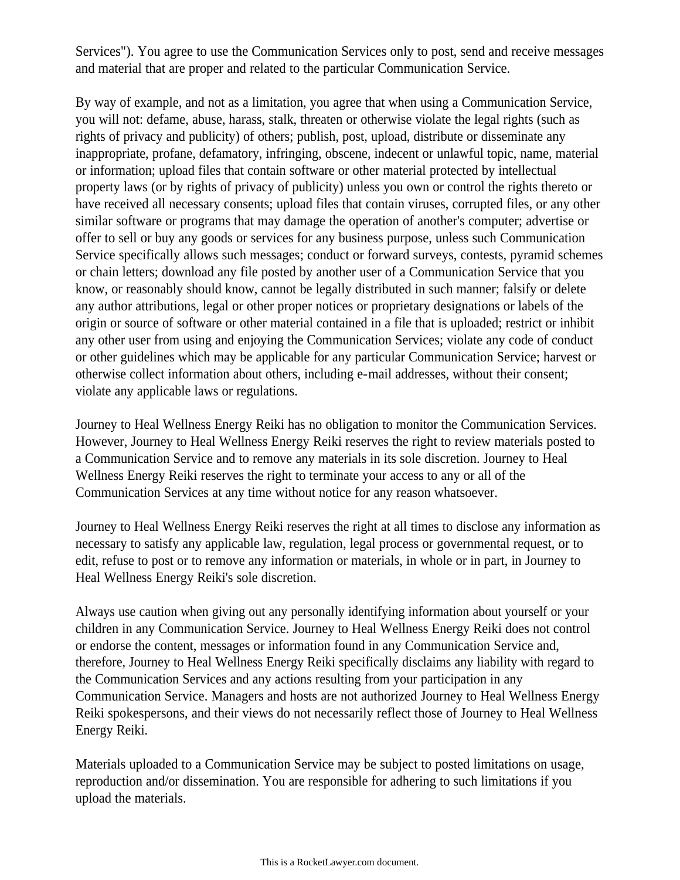Services"). You agree to use the Communication Services only to post, send and receive messages and material that are proper and related to the particular Communication Service.

By way of example, and not as a limitation, you agree that when using a Communication Service, you will not: defame, abuse, harass, stalk, threaten or otherwise violate the legal rights (such as rights of privacy and publicity) of others; publish, post, upload, distribute or disseminate any inappropriate, profane, defamatory, infringing, obscene, indecent or unlawful topic, name, material or information; upload files that contain software or other material protected by intellectual property laws (or by rights of privacy of publicity) unless you own or control the rights thereto or have received all necessary consents; upload files that contain viruses, corrupted files, or any other similar software or programs that may damage the operation of another's computer; advertise or offer to sell or buy any goods or services for any business purpose, unless such Communication Service specifically allows such messages; conduct or forward surveys, contests, pyramid schemes or chain letters; download any file posted by another user of a Communication Service that you know, or reasonably should know, cannot be legally distributed in such manner; falsify or delete any author attributions, legal or other proper notices or proprietary designations or labels of the origin or source of software or other material contained in a file that is uploaded; restrict or inhibit any other user from using and enjoying the Communication Services; violate any code of conduct or other guidelines which may be applicable for any particular Communication Service; harvest or otherwise collect information about others, including e-mail addresses, without their consent; violate any applicable laws or regulations.

Journey to Heal Wellness Energy Reiki has no obligation to monitor the Communication Services. However, Journey to Heal Wellness Energy Reiki reserves the right to review materials posted to a Communication Service and to remove any materials in its sole discretion. Journey to Heal Wellness Energy Reiki reserves the right to terminate your access to any or all of the Communication Services at any time without notice for any reason whatsoever.

Journey to Heal Wellness Energy Reiki reserves the right at all times to disclose any information as necessary to satisfy any applicable law, regulation, legal process or governmental request, or to edit, refuse to post or to remove any information or materials, in whole or in part, in Journey to Heal Wellness Energy Reiki's sole discretion.

Always use caution when giving out any personally identifying information about yourself or your children in any Communication Service. Journey to Heal Wellness Energy Reiki does not control or endorse the content, messages or information found in any Communication Service and, therefore, Journey to Heal Wellness Energy Reiki specifically disclaims any liability with regard to the Communication Services and any actions resulting from your participation in any Communication Service. Managers and hosts are not authorized Journey to Heal Wellness Energy Reiki spokespersons, and their views do not necessarily reflect those of Journey to Heal Wellness Energy Reiki.

Materials uploaded to a Communication Service may be subject to posted limitations on usage, reproduction and/or dissemination. You are responsible for adhering to such limitations if you upload the materials.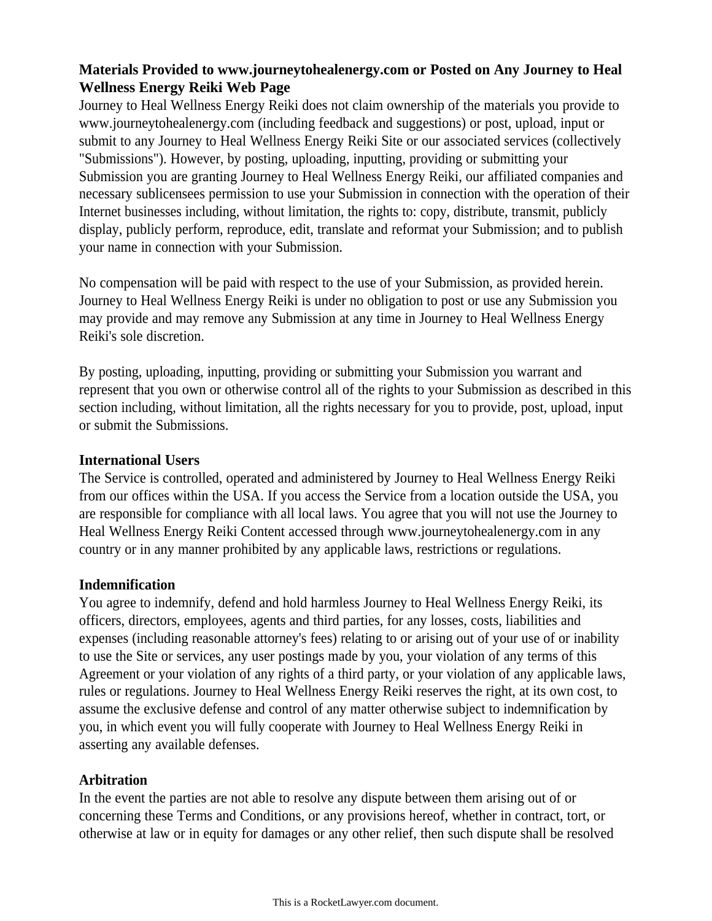**Materials Provided to www.journeytohealenergy.com or Posted on Any Journey to Heal Wellness Energy Reiki Web Page**

Journey to Heal Wellness Energy Reiki does not claim ownership of the materials you provide to www.journeytohealenergy.com (including feedback and suggestions) or post, upload, input or submit to any Journey to Heal Wellness Energy Reiki Site or our associated services (collectively "Submissions"). However, by posting, uploading, inputting, providing or submitting your Submission you are granting Journey to Heal Wellness Energy Reiki, our affiliated companies and necessary sublicensees permission to use your Submission in connection with the operation of their Internet businesses including, without limitation, the rights to: copy, distribute, transmit, publicly display, publicly perform, reproduce, edit, translate and reformat your Submission; and to publish your name in connection with your Submission.

No compensation will be paid with respect to the use of your Submission, as provided herein. Journey to Heal Wellness Energy Reiki is under no obligation to post or use any Submission you may provide and may remove any Submission at any time in Journey to Heal Wellness Energy Reiki's sole discretion.

By posting, uploading, inputting, providing or submitting your Submission you warrant and represent that you own or otherwise control all of the rights to your Submission as described in this section including, without limitation, all the rights necessary for you to provide, post, upload, input or submit the Submissions.

**International Users**

The Service is controlled, operated and administered by Journey to Heal Wellness Energy Reiki from our offices within the USA. If you access the Service from a location outside the USA, you are responsible for compliance with all local laws. You agree that you will not use the Journey to Heal Wellness Energy Reiki Content accessed through www.journeytohealenergy.com in any country or in any manner prohibited by any applicable laws, restrictions or regulations.

**Indemnification**

You agree to indemnify, defend and hold harmless Journey to Heal Wellness Energy Reiki, its officers, directors, employees, agents and third parties, for any losses, costs, liabilities and expenses (including reasonable attorney's fees) relating to or arising out of your use of or inability to use the Site or services, any user postings made by you, your violation of any terms of this Agreement or your violation of any rights of a third party, or your violation of any applicable laws, rules or regulations. Journey to Heal Wellness Energy Reiki reserves the right, at its own cost, to assume the exclusive defense and control of any matter otherwise subject to indemnification by you, in which event you will fully cooperate with Journey to Heal Wellness Energy Reiki in asserting any available defenses.

**Arbitration**

In the event the parties are not able to resolve any dispute between them arising out of or concerning these Terms and Conditions, or any provisions hereof, whether in contract, tort, or otherwise at law or in equity for damages or any other relief, then such dispute shall be resolved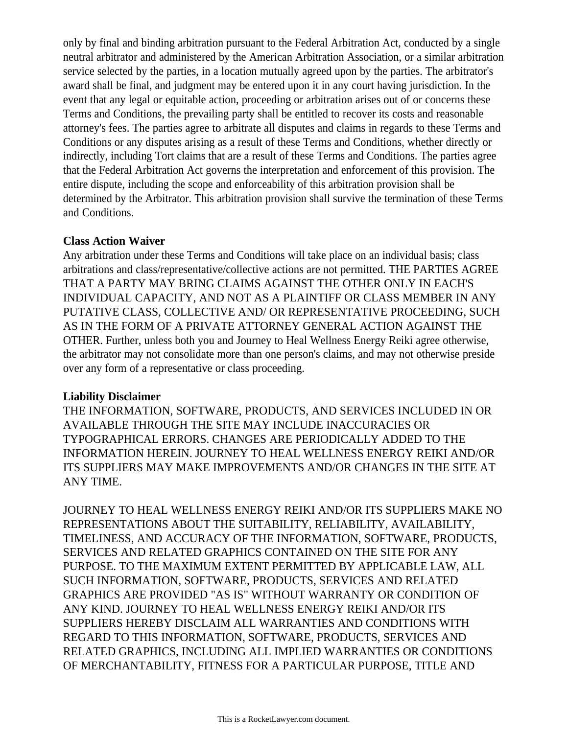only by final and binding arbitration pursuant to the Federal Arbitration Act, conducted by a single neutral arbitrator and administered by the American Arbitration Association, or a similar arbitration service selected by the parties, in a location mutually agreed upon by the parties. The arbitrator's award shall be final, and judgment may be entered upon it in any court having jurisdiction. In the event that any legal or equitable action, proceeding or arbitration arises out of or concerns these Terms and Conditions, the prevailing party shall be entitled to recover its costs and reasonable attorney's fees. The parties agree to arbitrate all disputes and claims in regards to these Terms and Conditions or any disputes arising as a result of these Terms and Conditions, whether directly or indirectly, including Tort claims that are a result of these Terms and Conditions. The parties agree that the Federal Arbitration Act governs the interpretation and enforcement of this provision. The entire dispute, including the scope and enforceability of this arbitration provision shall be determined by the Arbitrator. This arbitration provision shall survive the termination of these Terms and Conditions.

**Class Action Waiver**

Any arbitration under these Terms and Conditions will take place on an individual basis; class arbitrations and class/representative/collective actions are not permitted. THE PARTIES AGREE THAT A PARTY MAY BRING CLAIMS AGAINST THE OTHER ONLY IN EACH'S INDIVIDUAL CAPACITY, AND NOT AS A PLAINTIFF OR CLASS MEMBER IN ANY PUTATIVE CLASS, COLLECTIVE AND/ OR REPRESENTATIVE PROCEEDING, SUCH AS IN THE FORM OF A PRIVATE ATTORNEY GENERAL ACTION AGAINST THE OTHER. Further, unless both you and Journey to Heal Wellness Energy Reiki agree otherwise, the arbitrator may not consolidate more than one person's claims, and may not otherwise preside over any form of a representative or class proceeding.

**Liability Disclaimer**

THE INFORMATION, SOFTWARE, PRODUCTS, AND SERVICES INCLUDED IN OR AVAILABLE THROUGH THE SITE MAY INCLUDE INACCURACIES OR TYPOGRAPHICAL ERRORS. CHANGES ARE PERIODICALLY ADDED TO THE INFORMATION HEREIN. JOURNEY TO HEAL WELLNESS ENERGY REIKI AND/OR ITS SUPPLIERS MAY MAKE IMPROVEMENTS AND/OR CHANGES IN THE SITE AT ANY TIME.

JOURNEY TO HEAL WELLNESS ENERGY REIKI AND/OR ITS SUPPLIERS MAKE NO REPRESENTATIONS ABOUT THE SUITABILITY, RELIABILITY, AVAILABILITY, TIMELINESS, AND ACCURACY OF THE INFORMATION, SOFTWARE, PRODUCTS, SERVICES AND RELATED GRAPHICS CONTAINED ON THE SITE FOR ANY PURPOSE. TO THE MAXIMUM EXTENT PERMITTED BY APPLICABLE LAW, ALL SUCH INFORMATION, SOFTWARE, PRODUCTS, SERVICES AND RELATED GRAPHICS ARE PROVIDED "AS IS" WITHOUT WARRANTY OR CONDITION OF ANY KIND. JOURNEY TO HEAL WELLNESS ENERGY REIKI AND/OR ITS SUPPLIERS HEREBY DISCLAIM ALL WARRANTIES AND CONDITIONS WITH REGARD TO THIS INFORMATION, SOFTWARE, PRODUCTS, SERVICES AND RELATED GRAPHICS, INCLUDING ALL IMPLIED WARRANTIES OR CONDITIONS OF MERCHANTABILITY, FITNESS FOR A PARTICULAR PURPOSE, TITLE AND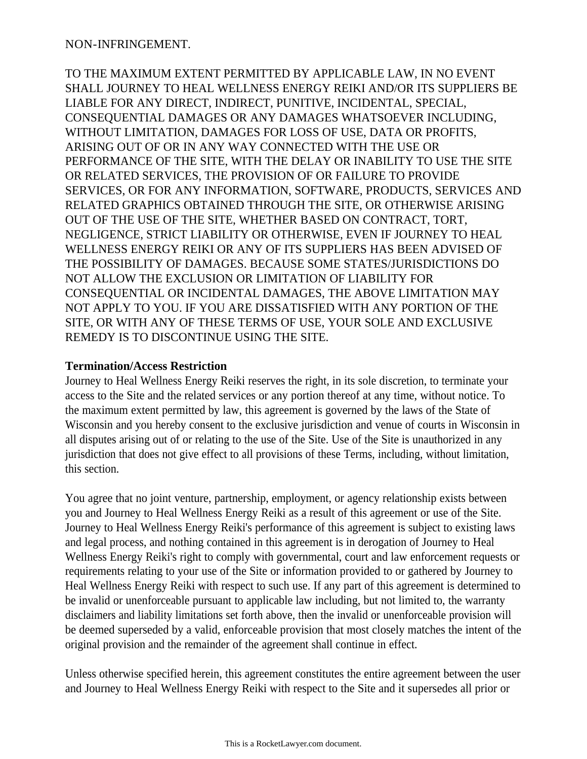NON-INFRINGEMENT.

TO THE MAXIMUM EXTENT PERMITTED BY APPLICABLE LAW, IN NO EVENT SHALL JOURNEY TO HEAL WELLNESS ENERGY REIKI AND/OR ITS SUPPLIERS BE LIABLE FOR ANY DIRECT, INDIRECT, PUNITIVE, INCIDENTAL, SPECIAL, CONSEQUENTIAL DAMAGES OR ANY DAMAGES WHATSOEVER INCLUDING, WITHOUT LIMITATION, DAMAGES FOR LOSS OF USE, DATA OR PROFITS, ARISING OUT OF OR IN ANY WAY CONNECTED WITH THE USE OR PERFORMANCE OF THE SITE, WITH THE DELAY OR INABILITY TO USE THE SITE OR RELATED SERVICES, THE PROVISION OF OR FAILURE TO PROVIDE SERVICES, OR FOR ANY INFORMATION, SOFTWARE, PRODUCTS, SERVICES AND RELATED GRAPHICS OBTAINED THROUGH THE SITE, OR OTHERWISE ARISING OUT OF THE USE OF THE SITE, WHETHER BASED ON CONTRACT, TORT, NEGLIGENCE, STRICT LIABILITY OR OTHERWISE, EVEN IF JOURNEY TO HEAL WELLNESS ENERGY REIKI OR ANY OF ITS SUPPLIERS HAS BEEN ADVISED OF THE POSSIBILITY OF DAMAGES. BECAUSE SOME STATES/JURISDICTIONS DO NOT ALLOW THE EXCLUSION OR LIMITATION OF LIABILITY FOR CONSEQUENTIAL OR INCIDENTAL DAMAGES, THE ABOVE LIMITATION MAY NOT APPLY TO YOU. IF YOU ARE DISSATISFIED WITH ANY PORTION OF THE SITE, OR WITH ANY OF THESE TERMS OF USE, YOUR SOLE AND EXCLUSIVE REMEDY IS TO DISCONTINUE USING THE SITE.

**Termination/Access Restriction**

Journey to Heal Wellness Energy Reiki reserves the right, in its sole discretion, to terminate your access to the Site and the related services or any portion thereof at any time, without notice. To the maximum extent permitted by law, this agreement is governed by the laws of the State of Wisconsin and you hereby consent to the exclusive jurisdiction and venue of courts in Wisconsin in all disputes arising out of or relating to the use of the Site. Use of the Site is unauthorized in any jurisdiction that does not give effect to all provisions of these Terms, including, without limitation, this section.

You agree that no joint venture, partnership, employment, or agency relationship exists between you and Journey to Heal Wellness Energy Reiki as a result of this agreement or use of the Site. Journey to Heal Wellness Energy Reiki's performance of this agreement is subject to existing laws and legal process, and nothing contained in this agreement is in derogation of Journey to Heal Wellness Energy Reiki's right to comply with governmental, court and law enforcement requests or requirements relating to your use of the Site or information provided to or gathered by Journey to Heal Wellness Energy Reiki with respect to such use. If any part of this agreement is determined to be invalid or unenforceable pursuant to applicable law including, but not limited to, the warranty disclaimers and liability limitations set forth above, then the invalid or unenforceable provision will be deemed superseded by a valid, enforceable provision that most closely matches the intent of the original provision and the remainder of the agreement shall continue in effect.

Unless otherwise specified herein, this agreement constitutes the entire agreement between the user and Journey to Heal Wellness Energy Reiki with respect to the Site and it supersedes all prior or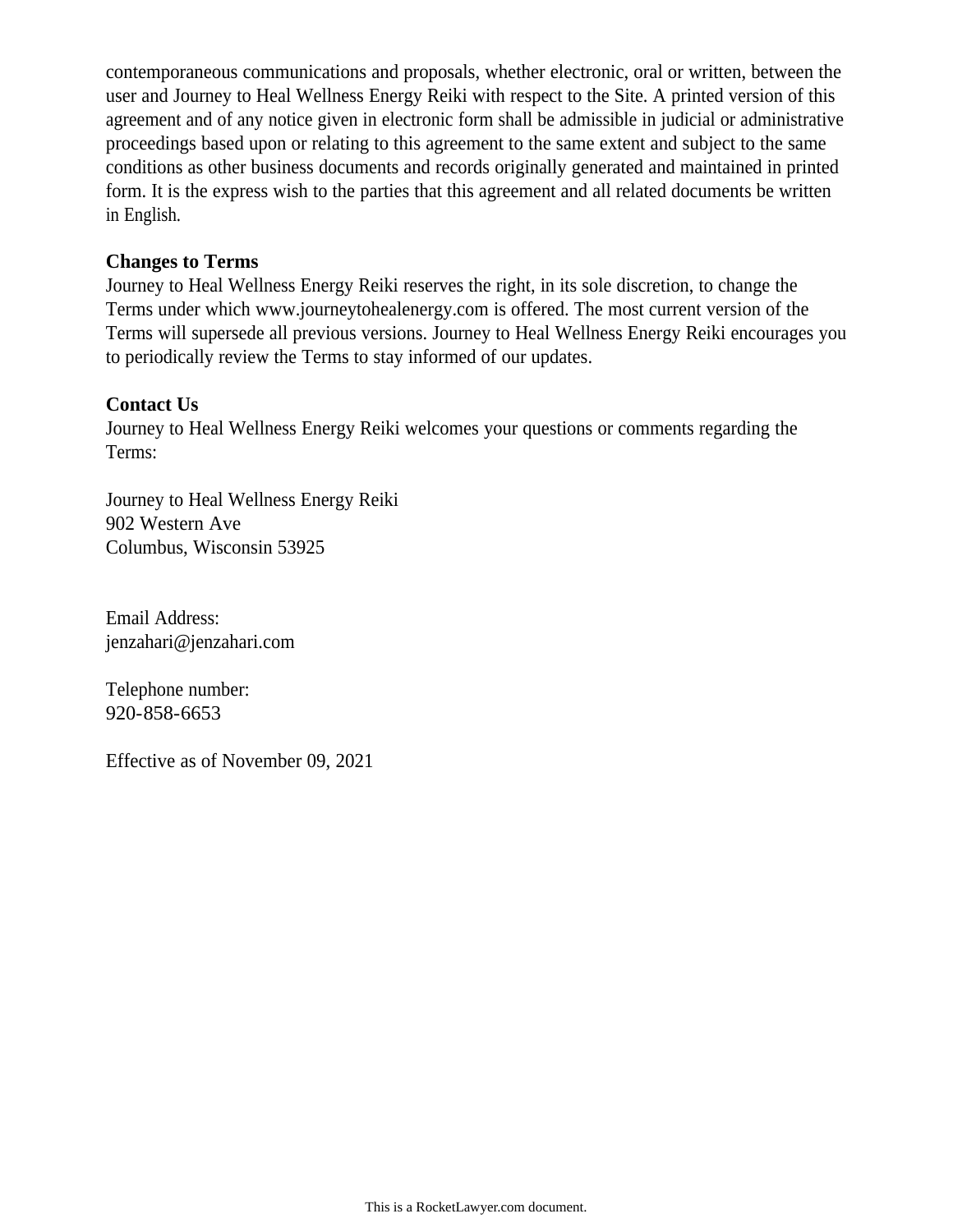contemporaneous communications and proposals, whether electronic, oral or written, between the user and Journey to Heal Wellness Energy Reiki with respect to the Site. A printed version of this agreement and of any notice given in electronic form shall be admissible in judicial or administrative proceedings based upon or relating to this agreement to the same extent and subject to the same conditions as other business documents and records originally generated and maintained in printed form. It is the express wish to the parties that this agreement and all related documents be written in English.

**Changes to Terms**

Journey to Heal Wellness Energy Reiki reserves the right, in its sole discretion, to change the Terms under which www.journeytohealenergy.com is offered. The most current version of the Terms will supersede all previous versions. Journey to Heal Wellness Energy Reiki encourages you to periodically review the Terms to stay informed of our updates.

**Contact Us**

Journey to Heal Wellness Energy Reiki welcomes your questions or comments regarding the Terms:

Journey to Heal Wellness Energy Reiki
902 Western Ave
Columbus, Wisconsin 53925

Email Address:
jenzahari@jenzahari.com

Telephone number:
920-858-6653

Effective as of November 09, 2021

This is a RocketLawyer.com document.